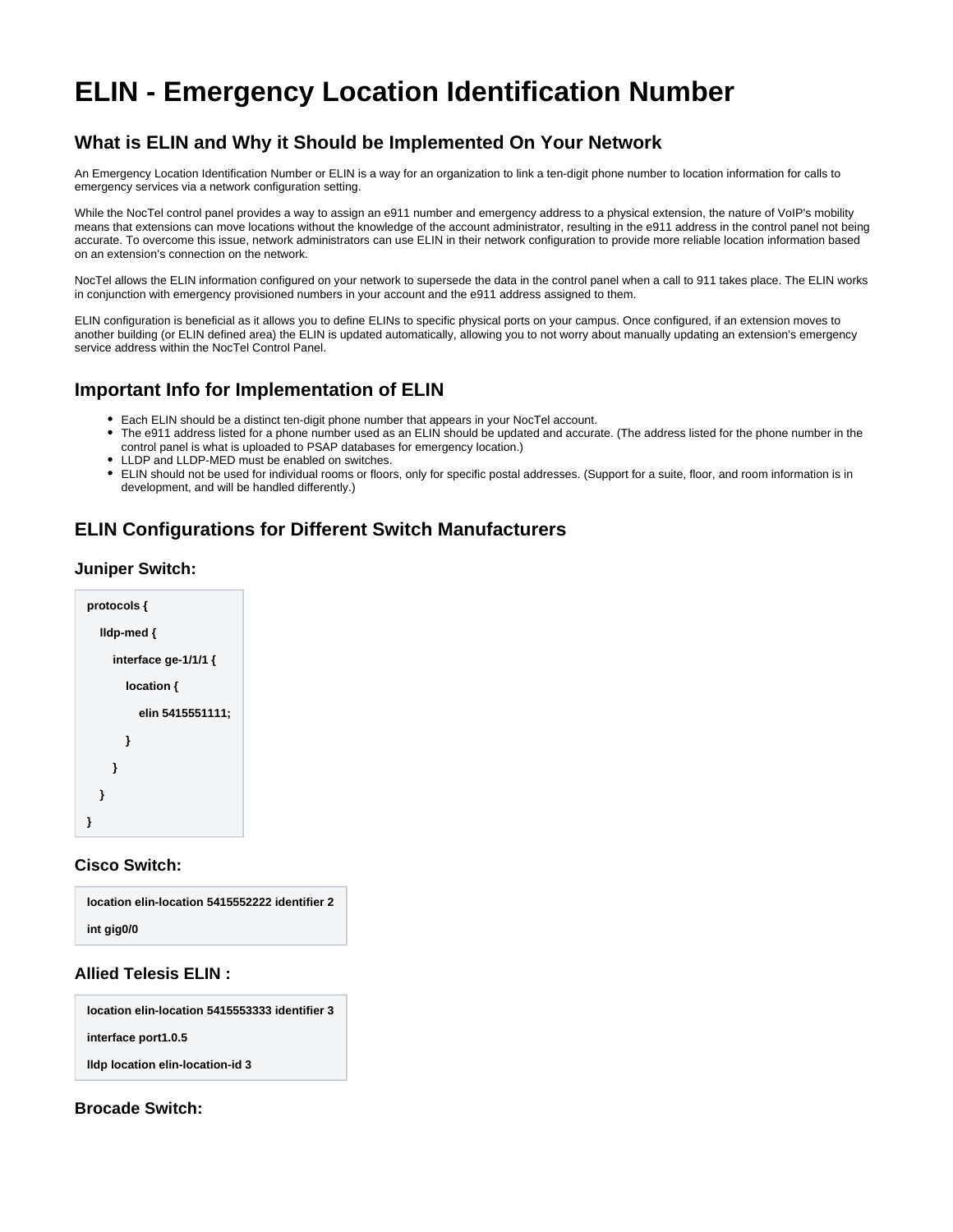# ELIN - Emergency Location Identification Number

## What is ELIN and Why it Should be Implemented On Your Network

An Emergency Location Identification Number or ELIN is a way for an organization to link a ten-digit phone number to location information for calls to emergency services via a network configuration setting.

While the NocTel control panel provides a way to assign an e911 number and emergency address to a physical extension, the nature of VoIP's mobility means that extensions can move locations without the knowledge of the account administrator, resulting in the e911 address in the control panel not being accurate. To overcome this issue, network administrators can use ELIN in their network configuration to provide more reliable location information based on an extension's connection on the network.

NocTel allows the ELIN information configured on your network to supersede the data in the control panel when a call to 911 takes place. The ELIN works in conjunction with emergency provisioned numbers in your account and the e911 address assigned to them.

ELIN configuration is beneficial as it allows you to define ELINs to specific physical ports on your campus. Once configured, if an extension moves to another building (or ELIN defined area) the ELIN is updated automatically, allowing you to not worry about manually updating an extension's emergency service address within the NocTel Control Panel.

## Important Info for Implementation of ELIN

- Each ELIN should be a distinct ten-digit phone number that appears in your NocTel account.
- The e911 address listed for a phone number used as an ELIN should be updated and accurate. (The address listed for the phone number in the control panel is what is uploaded to PSAP databases for emergency location.)
- LLDP and LLDP-MED must be enabled on switches.
- ELIN should not be used for individual rooms or floors, only for specific postal addresses. (Support for a suite, floor, and room information is in development, and will be handled differently.)

## ELIN Configurations for Different Switch Manufacturers

### Juniper Switch:

```
protocols {
    lldp-med {
        interface ge-1/1/1 {
            location {
                elin 5415551111;
            }
        }
    }
}
```

### Cisco Switch:

```
location elin-location 5415552222 identifier 2
int gig0/0
```

### Allied Telesis ELIN :

```
location elin-location 5415553333 identifier 3
interface port1.0.5
lldp location elin-location-id 3
```

### Brocade Switch: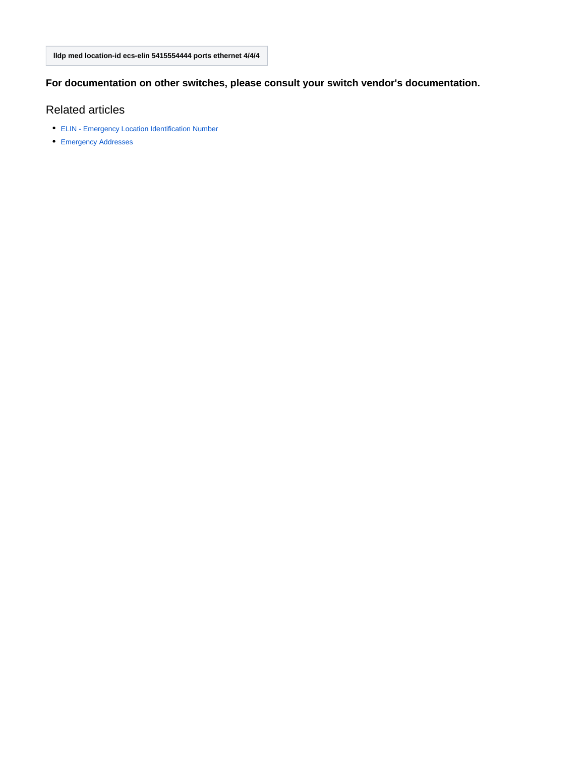```
lldp med location-id ecs-elin 5415554444 ports ethernet 4/4/4
```

**For documentation on other switches, please consult your switch vendor's documentation.**

## Related articles

- ELIN - Emergency Location Identification Number
- Emergency Addresses